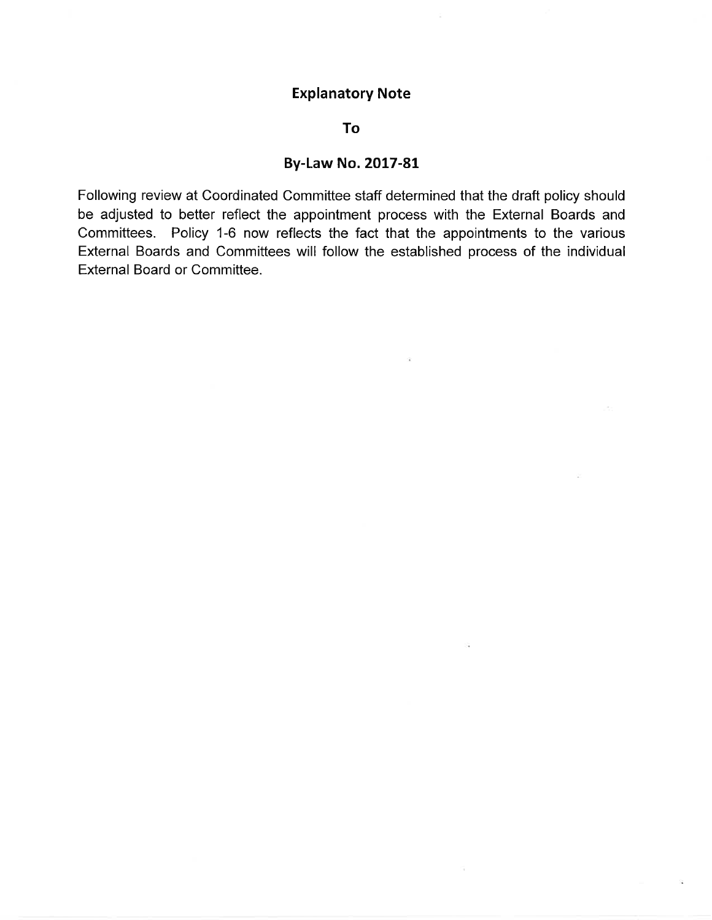# Explanatory Note

## To

## By-Law No. 2017-81

Following review at Coordinated Committee staff determined that the draft policy should be adjusted to better reflect the appointment process with the External Boards and Committees. Policy 1-6 now reflects the fact that the appointments to the various External Boards and Committees will follow the established process of the individual External Board or Committee.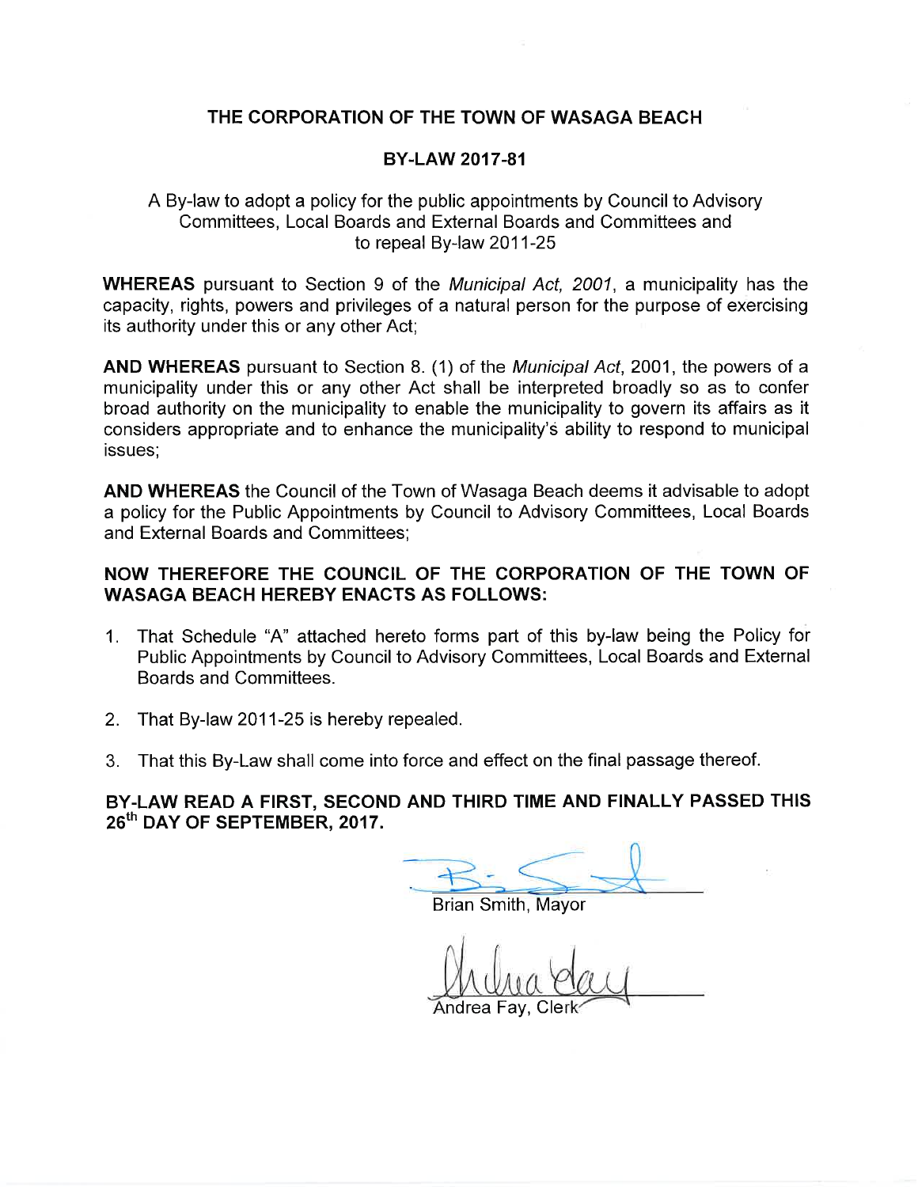# THE CORPORATION OF THE TOWN OF WASAGA BEACH

## BY-LAW 2017-81

A By-law to adopt a policy for the public appointments by Council to Advisory Committees, Local Boards and External Boards and Committees and to repeal By-law 2011-25

**WHEREAS** pursuant to Section 9 of the *Municipal Act, 2001*, a municipality has the capacity, rights, powers and privileges of a natural person for the purpose of exercising its authority under this or any other Act;

**AND WHEREAS** pursuant to Section 8. (1) of the *Municipal Act*, 2001, the powers of a municipality under this or any other Act shall be interpreted broadly so as to confer broad authority on the municipality to enable the municipality to govern its affairs as it considers appropriate and to enhance the municipality's ability to respond to municipal issues;

**AND WHEREAS** the Council of the Town of Wasaga Beach deems it advisable to adopt a policy for the Public Appointments by Council to Advisory Committees, Local Boards and External Boards and Committees;

**NOW THEREFORE THE COUNCIL OF THE CORPORATION OF THE TOWN OF WASAGA BEACH HEREBY ENACTS AS FOLLOWS:**

1. That Schedule "A" attached hereto forms part of this by-law being the Policy for Public Appointments by Council to Advisory Committees, Local Boards and External Boards and Committees.
2. That By-law 2011-25 is hereby repealed.
3. That this By-Law shall come into force and effect on the final passage thereof.

**BY-LAW READ A FIRST, SECOND AND THIRD TIME AND FINALLY PASSED THIS 26th DAY OF SEPTEMBER, 2017.**

Brian Smith, Mayor

Andrea Fay, Clerk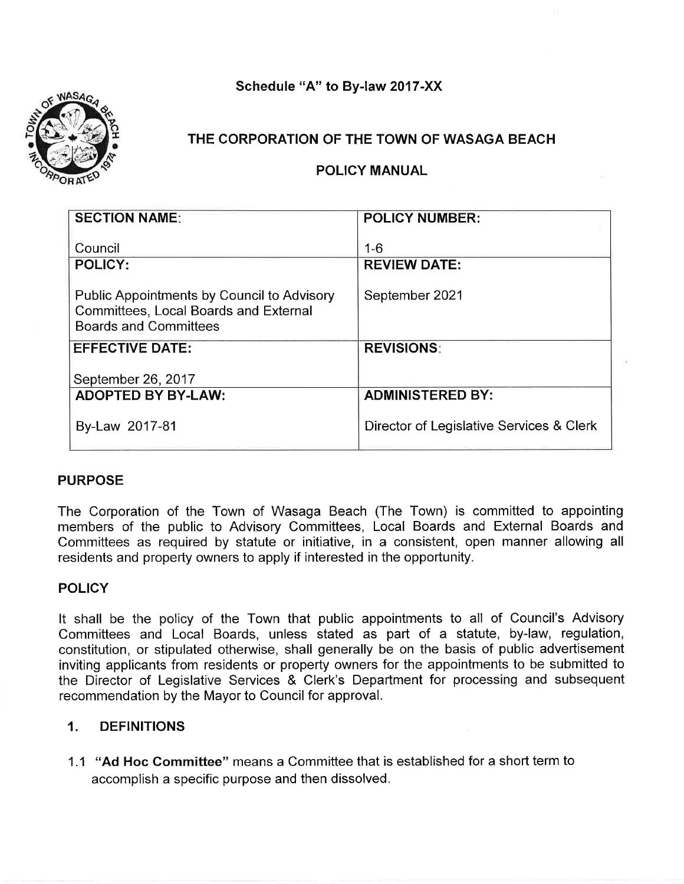Schedule "A" to By-law 2017-XX

# THE CORPORATION OF THE TOWN OF WASAGA BEACH

## POLICY MANUAL

| **SECTION NAME:**<br><br>Council | **POLICY NUMBER:**<br><br>1-6 |
|---|---|
| **POLICY:**<br><br>Public Appointments by Council to Advisory Committees, Local Boards and External Boards and Committees | **REVIEW DATE:**<br><br>September 2021 |
| **EFFECTIVE DATE:**<br><br>September 26, 2017 | **REVISIONS:** |
| **ADOPTED BY BY-LAW:**<br><br>By-Law 2017-81 | **ADMINISTERED BY:**<br><br>Director of Legislative Services & Clerk |

### PURPOSE

The Corporation of the Town of Wasaga Beach (The Town) is committed to appointing members of the public to Advisory Committees, Local Boards and External Boards and Committees as required by statute or initiative, in a consistent, open manner allowing all residents and property owners to apply if interested in the opportunity.

### POLICY

It shall be the policy of the Town that public appointments to all of Council's Advisory Committees and Local Boards, unless stated as part of a statute, by-law, regulation, constitution, or stipulated otherwise, shall generally be on the basis of public advertisement inviting applicants from residents or property owners for the appointments to be submitted to the Director of Legislative Services & Clerk's Department for processing and subsequent recommendation by the Mayor to Council for approval.

### 1. DEFINITIONS

1.1 **"Ad Hoc Committee"** means a Committee that is established for a short term to accomplish a specific purpose and then dissolved.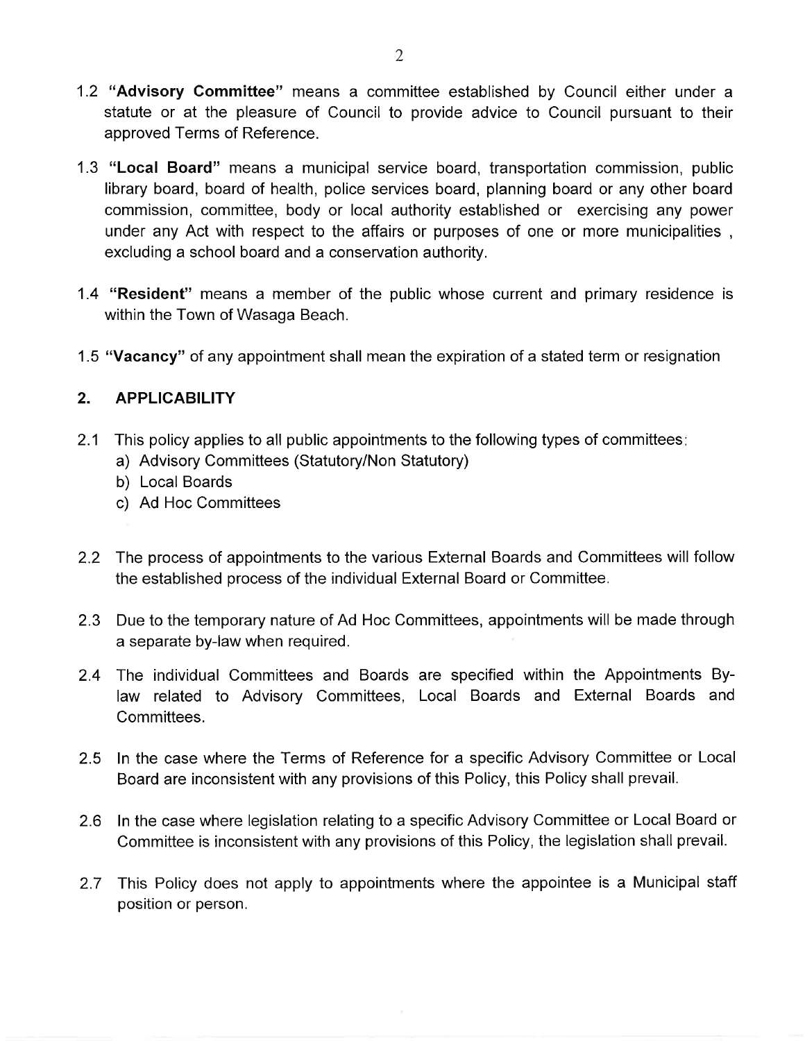1.2 **"Advisory Committee"** means a committee established by Council either under a statute or at the pleasure of Council to provide advice to Council pursuant to their approved Terms of Reference.

1.3 **"Local Board"** means a municipal service board, transportation commission, public library board, board of health, police services board, planning board or any other board commission, committee, body or local authority established or exercising any power under any Act with respect to the affairs or purposes of one or more municipalities , excluding a school board and a conservation authority.

1.4 **"Resident"** means a member of the public whose current and primary residence is within the Town of Wasaga Beach.

1.5 **"Vacancy"** of any appointment shall mean the expiration of a stated term or resignation

## 2. APPLICABILITY

2.1 This policy applies to all public appointments to the following types of committees:
   a) Advisory Committees (Statutory/Non Statutory)
   b) Local Boards
   c) Ad Hoc Committees

2.2 The process of appointments to the various External Boards and Committees will follow the established process of the individual External Board or Committee.

2.3 Due to the temporary nature of Ad Hoc Committees, appointments will be made through a separate by-law when required.

2.4 The individual Committees and Boards are specified within the Appointments By-law related to Advisory Committees, Local Boards and External Boards and Committees.

2.5 In the case where the Terms of Reference for a specific Advisory Committee or Local Board are inconsistent with any provisions of this Policy, this Policy shall prevail.

2.6 In the case where legislation relating to a specific Advisory Committee or Local Board or Committee is inconsistent with any provisions of this Policy, the legislation shall prevail.

2.7 This Policy does not apply to appointments where the appointee is a Municipal staff position or person.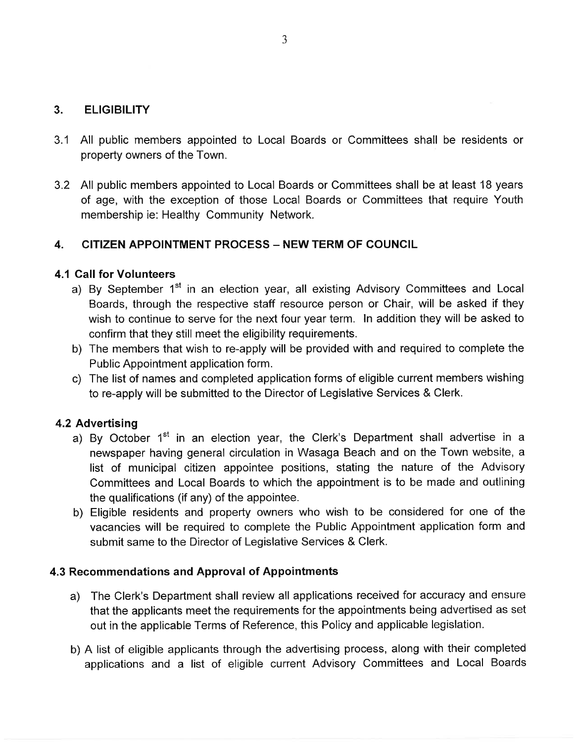## 3. ELIGIBILITY

3.1 All public members appointed to Local Boards or Committees shall be residents or property owners of the Town.

3.2 All public members appointed to Local Boards or Committees shall be at least 18 years of age, with the exception of those Local Boards or Committees that require Youth membership ie: Healthy Community Network.

## 4. CITIZEN APPOINTMENT PROCESS – NEW TERM OF COUNCIL

### 4.1 Call for Volunteers

a) By September 1st in an election year, all existing Advisory Committees and Local Boards, through the respective staff resource person or Chair, will be asked if they wish to continue to serve for the next four year term. In addition they will be asked to confirm that they still meet the eligibility requirements.

b) The members that wish to re-apply will be provided with and required to complete the Public Appointment application form.

c) The list of names and completed application forms of eligible current members wishing to re-apply will be submitted to the Director of Legislative Services & Clerk.

### 4.2 Advertising

a) By October 1st in an election year, the Clerk's Department shall advertise in a newspaper having general circulation in Wasaga Beach and on the Town website, a list of municipal citizen appointee positions, stating the nature of the Advisory Committees and Local Boards to which the appointment is to be made and outlining the qualifications (if any) of the appointee.

b) Eligible residents and property owners who wish to be considered for one of the vacancies will be required to complete the Public Appointment application form and submit same to the Director of Legislative Services & Clerk.

### 4.3 Recommendations and Approval of Appointments

a) The Clerk's Department shall review all applications received for accuracy and ensure that the applicants meet the requirements for the appointments being advertised as set out in the applicable Terms of Reference, this Policy and applicable legislation.

b) A list of eligible applicants through the advertising process, along with their completed applications and a list of eligible current Advisory Committees and Local Boards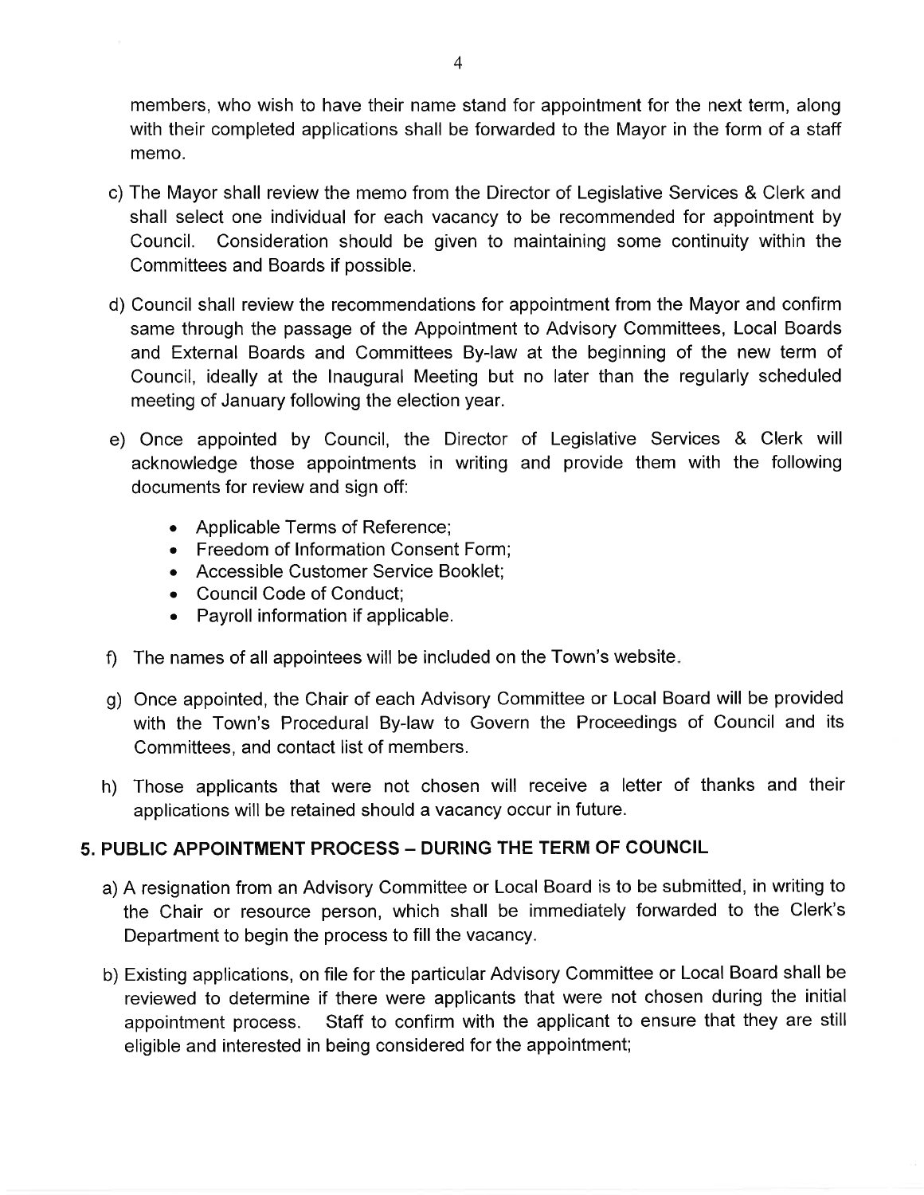members, who wish to have their name stand for appointment for the next term, along with their completed applications shall be forwarded to the Mayor in the form of a staff memo.

c) The Mayor shall review the memo from the Director of Legislative Services & Clerk and shall select one individual for each vacancy to be recommended for appointment by Council. Consideration should be given to maintaining some continuity within the Committees and Boards if possible.

d) Council shall review the recommendations for appointment from the Mayor and confirm same through the passage of the Appointment to Advisory Committees, Local Boards and External Boards and Committees By-law at the beginning of the new term of Council, ideally at the Inaugural Meeting but no later than the regularly scheduled meeting of January following the election year.

e) Once appointed by Council, the Director of Legislative Services & Clerk will acknowledge those appointments in writing and provide them with the following documents for review and sign off:

- Applicable Terms of Reference;
- Freedom of Information Consent Form;
- Accessible Customer Service Booklet;
- Council Code of Conduct;
- Payroll information if applicable.

f) The names of all appointees will be included on the Town's website.

g) Once appointed, the Chair of each Advisory Committee or Local Board will be provided with the Town's Procedural By-law to Govern the Proceedings of Council and its Committees, and contact list of members.

h) Those applicants that were not chosen will receive a letter of thanks and their applications will be retained should a vacancy occur in future.

## 5. PUBLIC APPOINTMENT PROCESS – DURING THE TERM OF COUNCIL

a) A resignation from an Advisory Committee or Local Board is to be submitted, in writing to the Chair or resource person, which shall be immediately forwarded to the Clerk's Department to begin the process to fill the vacancy.

b) Existing applications, on file for the particular Advisory Committee or Local Board shall be reviewed to determine if there were applicants that were not chosen during the initial appointment process. Staff to confirm with the applicant to ensure that they are still eligible and interested in being considered for the appointment;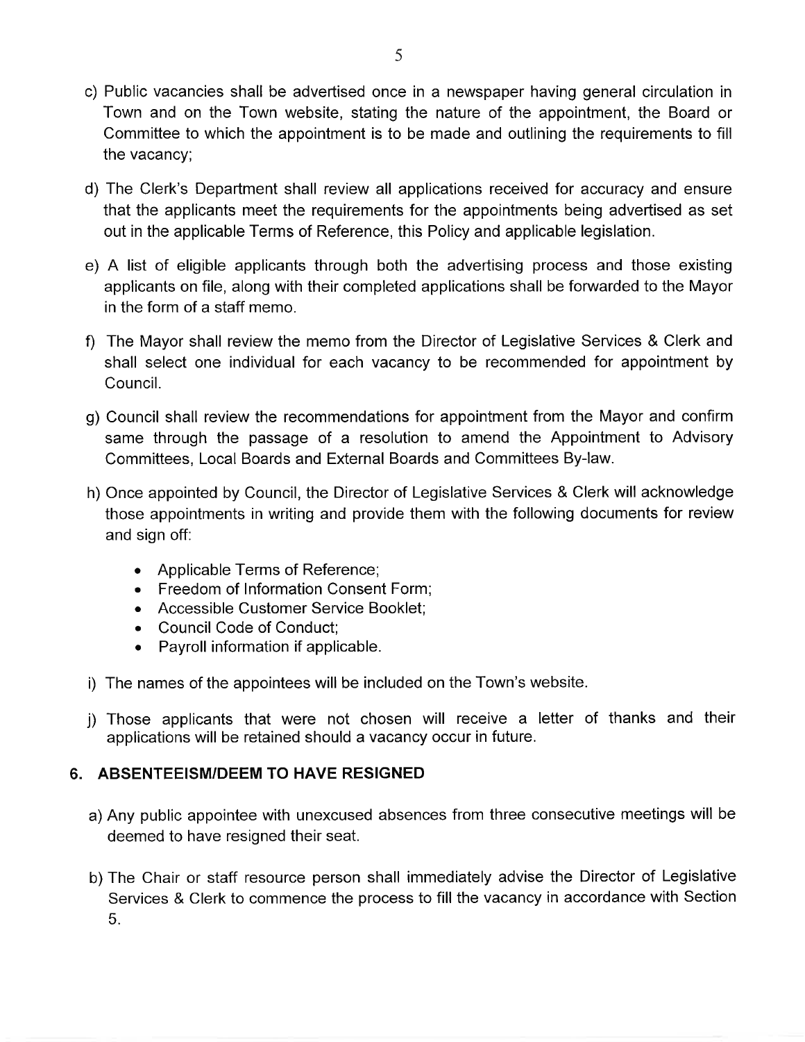c) Public vacancies shall be advertised once in a newspaper having general circulation in Town and on the Town website, stating the nature of the appointment, the Board or Committee to which the appointment is to be made and outlining the requirements to fill the vacancy;

d) The Clerk's Department shall review all applications received for accuracy and ensure that the applicants meet the requirements for the appointments being advertised as set out in the applicable Terms of Reference, this Policy and applicable legislation.

e) A list of eligible applicants through both the advertising process and those existing applicants on file, along with their completed applications shall be forwarded to the Mayor in the form of a staff memo.

f) The Mayor shall review the memo from the Director of Legislative Services & Clerk and shall select one individual for each vacancy to be recommended for appointment by Council.

g) Council shall review the recommendations for appointment from the Mayor and confirm same through the passage of a resolution to amend the Appointment to Advisory Committees, Local Boards and External Boards and Committees By-law.

h) Once appointed by Council, the Director of Legislative Services & Clerk will acknowledge those appointments in writing and provide them with the following documents for review and sign off:

- Applicable Terms of Reference;
- Freedom of Information Consent Form;
- Accessible Customer Service Booklet;
- Council Code of Conduct;
- Payroll information if applicable.

i) The names of the appointees will be included on the Town's website.

j) Those applicants that were not chosen will receive a letter of thanks and their applications will be retained should a vacancy occur in future.

## 6. ABSENTEEISM/DEEM TO HAVE RESIGNED

a) Any public appointee with unexcused absences from three consecutive meetings will be deemed to have resigned their seat.

b) The Chair or staff resource person shall immediately advise the Director of Legislative Services & Clerk to commence the process to fill the vacancy in accordance with Section 5.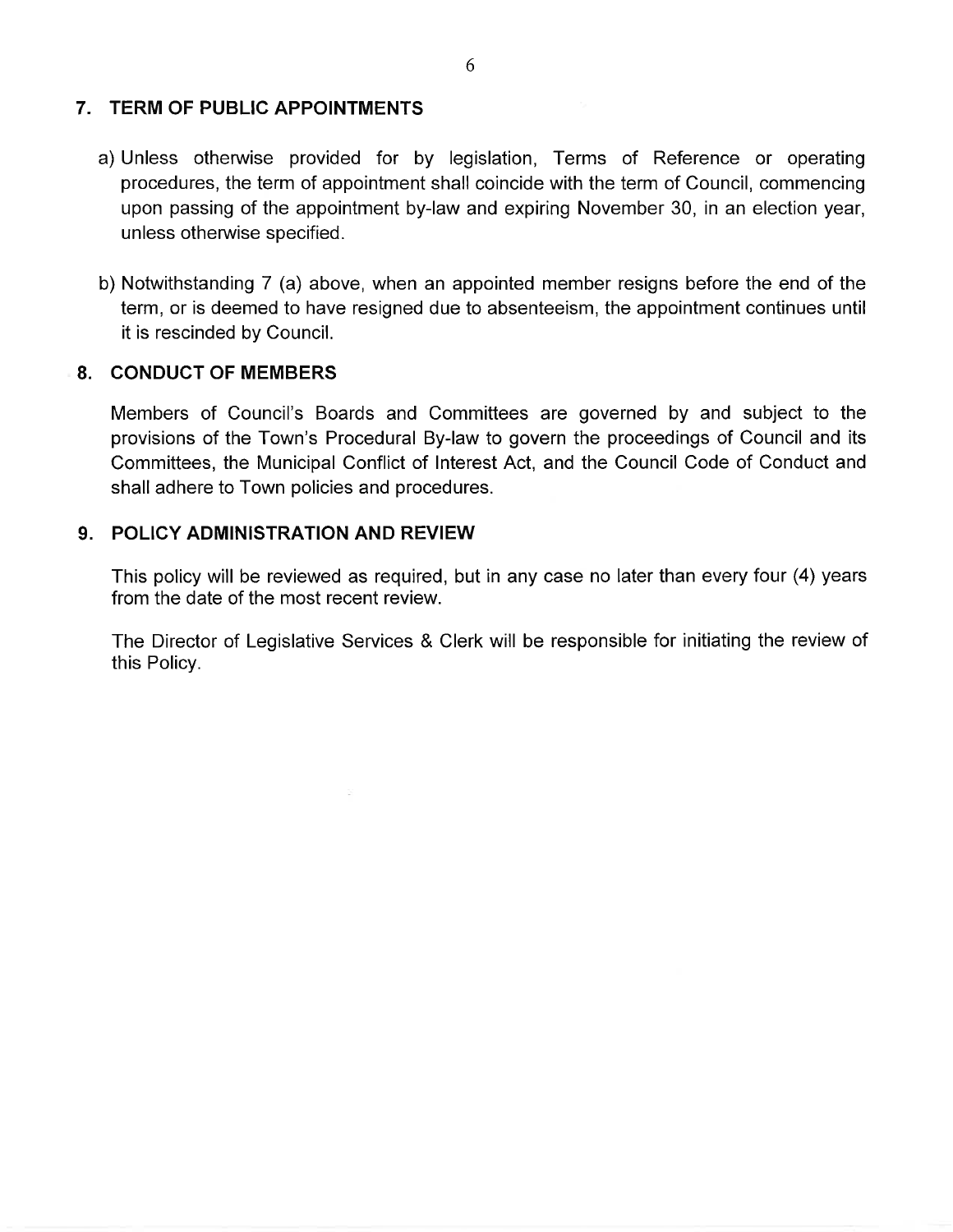## 7. TERM OF PUBLIC APPOINTMENTS

a) Unless otherwise provided for by legislation, Terms of Reference or operating procedures, the term of appointment shall coincide with the term of Council, commencing upon passing of the appointment by-law and expiring November 30, in an election year, unless otherwise specified.

b) Notwithstanding 7 (a) above, when an appointed member resigns before the end of the term, or is deemed to have resigned due to absenteeism, the appointment continues until it is rescinded by Council.

## 8. CONDUCT OF MEMBERS

Members of Council's Boards and Committees are governed by and subject to the provisions of the Town's Procedural By-law to govern the proceedings of Council and its Committees, the Municipal Conflict of Interest Act, and the Council Code of Conduct and shall adhere to Town policies and procedures.

## 9. POLICY ADMINISTRATION AND REVIEW

This policy will be reviewed as required, but in any case no later than every four (4) years from the date of the most recent review.

The Director of Legislative Services & Clerk will be responsible for initiating the review of this Policy.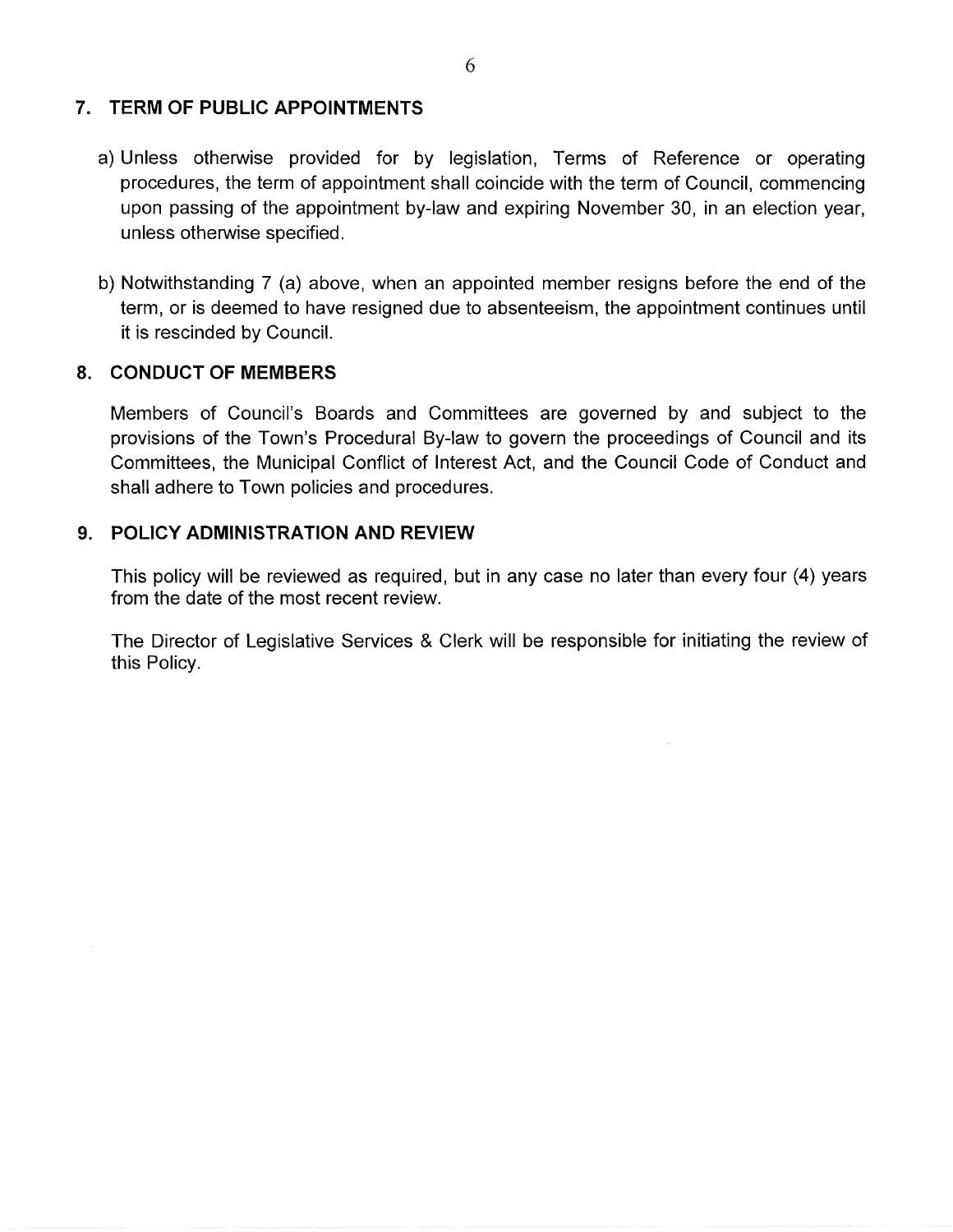## 7. TERM OF PUBLIC APPOINTMENTS

a) Unless otherwise provided for by legislation, Terms of Reference or operating procedures, the term of appointment shall coincide with the term of Council, commencing upon passing of the appointment by-law and expiring November 30, in an election year, unless otherwise specified.

b) Notwithstanding 7 (a) above, when an appointed member resigns before the end of the term, or is deemed to have resigned due to absenteeism, the appointment continues until it is rescinded by Council.

## 8. CONDUCT OF MEMBERS

Members of Council's Boards and Committees are governed by and subject to the provisions of the Town's Procedural By-law to govern the proceedings of Council and its Committees, the Municipal Conflict of Interest Act, and the Council Code of Conduct and shall adhere to Town policies and procedures.

## 9. POLICY ADMINISTRATION AND REVIEW

This policy will be reviewed as required, but in any case no later than every four (4) years from the date of the most recent review.

The Director of Legislative Services & Clerk will be responsible for initiating the review of this Policy.